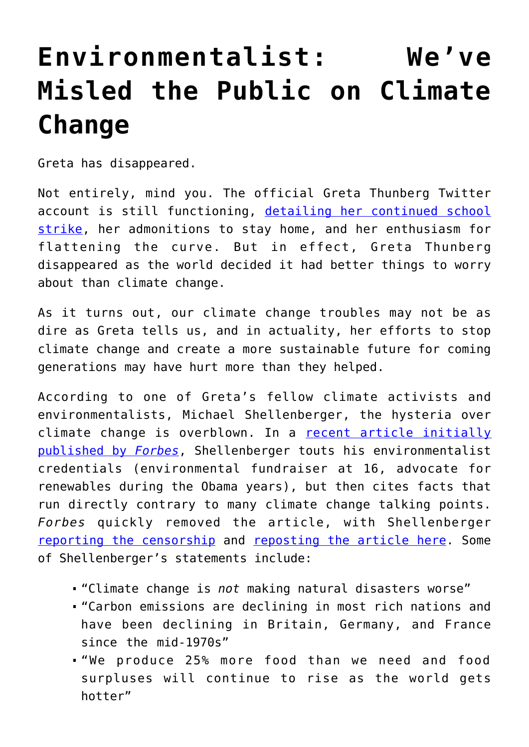# Environmentalist: We've Misled the Public on Climate Change

Greta has disappeared.

Not entirely, mind you. The official Greta Thunberg Twitter account is still functioning, detailing her continued school strike, her admonitions to stay home, and her enthusiasm for flattening the curve. But in effect, Greta Thunberg disappeared as the world decided it had better things to worry about than climate change.

As it turns out, our climate change troubles may not be as dire as Greta tells us, and in actuality, her efforts to stop climate change and create a more sustainable future for coming generations may have hurt more than they helped.

According to one of Greta's fellow climate activists and environmentalists, Michael Shellenberger, the hysteria over climate change is overblown. In a recent article initially published by *Forbes*, Shellenberger touts his environmentalist credentials (environmental fundraiser at 16, advocate for renewables during the Obama years), but then cites facts that run directly contrary to many climate change talking points. *Forbes* quickly removed the article, with Shellenberger reporting the censorship and reposting the article here. Some of Shellenberger's statements include:

- "Climate change is *not* making natural disasters worse"
- "Carbon emissions are declining in most rich nations and have been declining in Britain, Germany, and France since the mid-1970s"
- "We produce 25% more food than we need and food surpluses will continue to rise as the world gets hotter"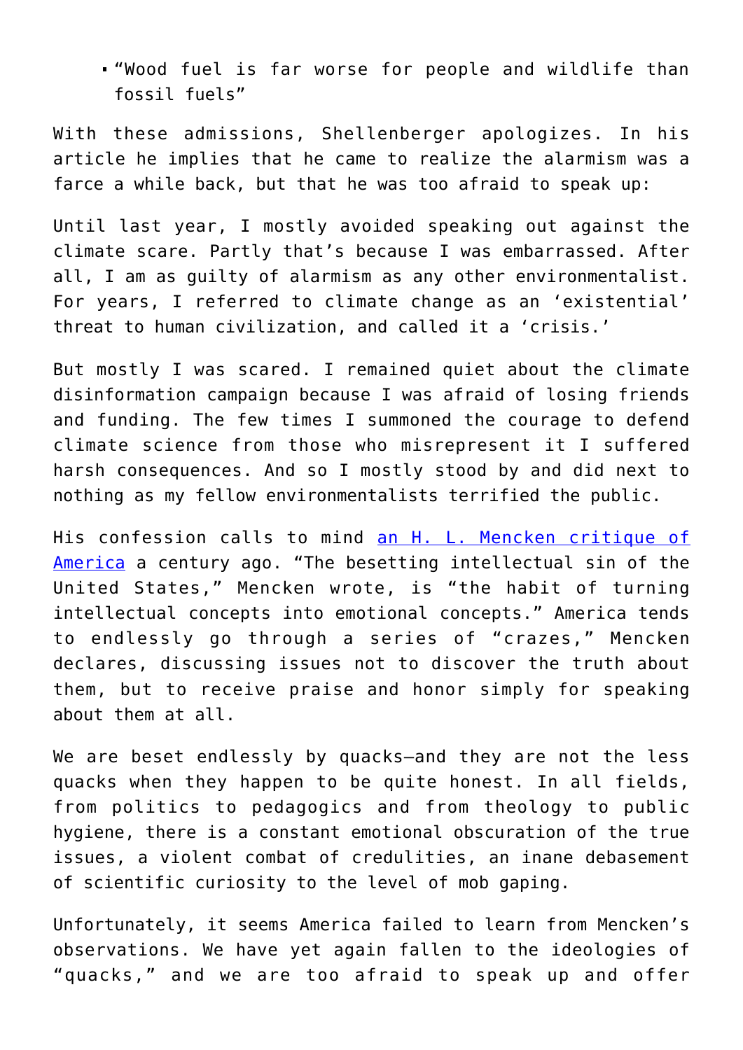- "Wood fuel is far worse for people and wildlife than fossil fuels"

With these admissions, Shellenberger apologizes. In his article he implies that he came to realize the alarmism was a farce a while back, but that he was too afraid to speak up:

> Until last year, I mostly avoided speaking out against the climate scare. Partly that's because I was embarrassed. After all, I am as guilty of alarmism as any other environmentalist. For years, I referred to climate change as an 'existential' threat to human civilization, and called it a 'crisis.'
>
> But mostly I was scared. I remained quiet about the climate disinformation campaign because I was afraid of losing friends and funding. The few times I summoned the courage to defend climate science from those who misrepresent it I suffered harsh consequences. And so I mostly stood by and did next to nothing as my fellow environmentalists terrified the public.

His confession calls to mind [an H. L. Mencken critique of America](#) a century ago. "The besetting intellectual sin of the United States," Mencken wrote, is "the habit of turning intellectual concepts into emotional concepts." America tends to endlessly go through a series of "crazes," Mencken declares, discussing issues not to discover the truth about them, but to receive praise and honor simply for speaking about them at all.

> We are beset endlessly by quacks—and they are not the less quacks when they happen to be quite honest. In all fields, from politics to pedagogics and from theology to public hygiene, there is a constant emotional obscuration of the true issues, a violent combat of credulities, an inane debasement of scientific curiosity to the level of mob gaping.

Unfortunately, it seems America failed to learn from Mencken's observations. We have yet again fallen to the ideologies of "quacks," and we are too afraid to speak up and offer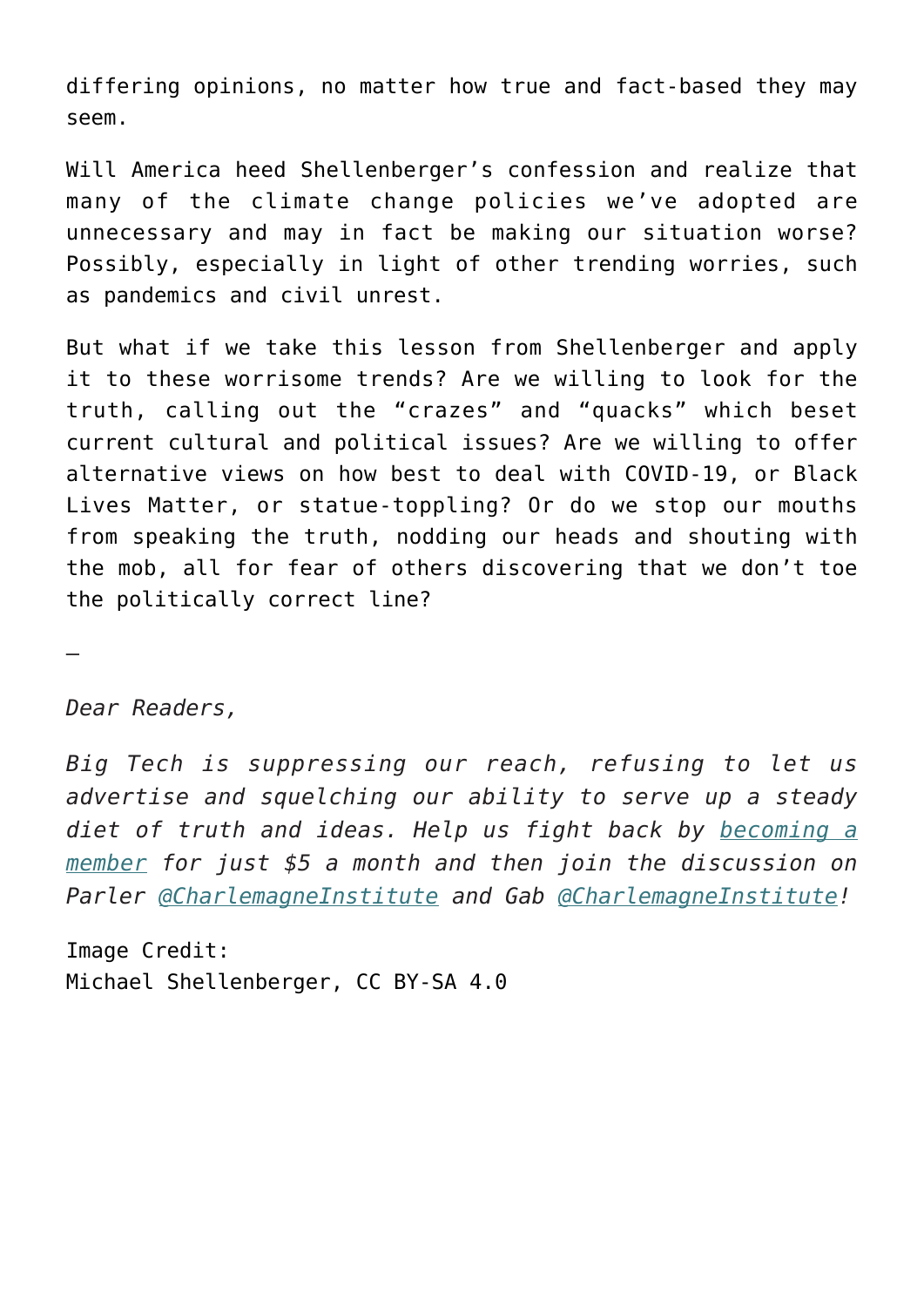differing opinions, no matter how true and fact-based they may seem.

Will America heed Shellenberger's confession and realize that many of the climate change policies we've adopted are unnecessary and may in fact be making our situation worse? Possibly, especially in light of other trending worries, such as pandemics and civil unrest.

But what if we take this lesson from Shellenberger and apply it to these worrisome trends? Are we willing to look for the truth, calling out the "crazes" and "quacks" which beset current cultural and political issues? Are we willing to offer alternative views on how best to deal with COVID-19, or Black Lives Matter, or statue-toppling? Or do we stop our mouths from speaking the truth, nodding our heads and shouting with the mob, all for fear of others discovering that we don't toe the politically correct line?

—

*Dear Readers,*

*Big Tech is suppressing our reach, refusing to let us advertise and squelching our ability to serve up a steady diet of truth and ideas. Help us fight back by becoming a member for just $5 a month and then join the discussion on Parler @CharlemagneInstitute and Gab @CharlemagneInstitute!*

Image Credit:
Michael Shellenberger, CC BY-SA 4.0